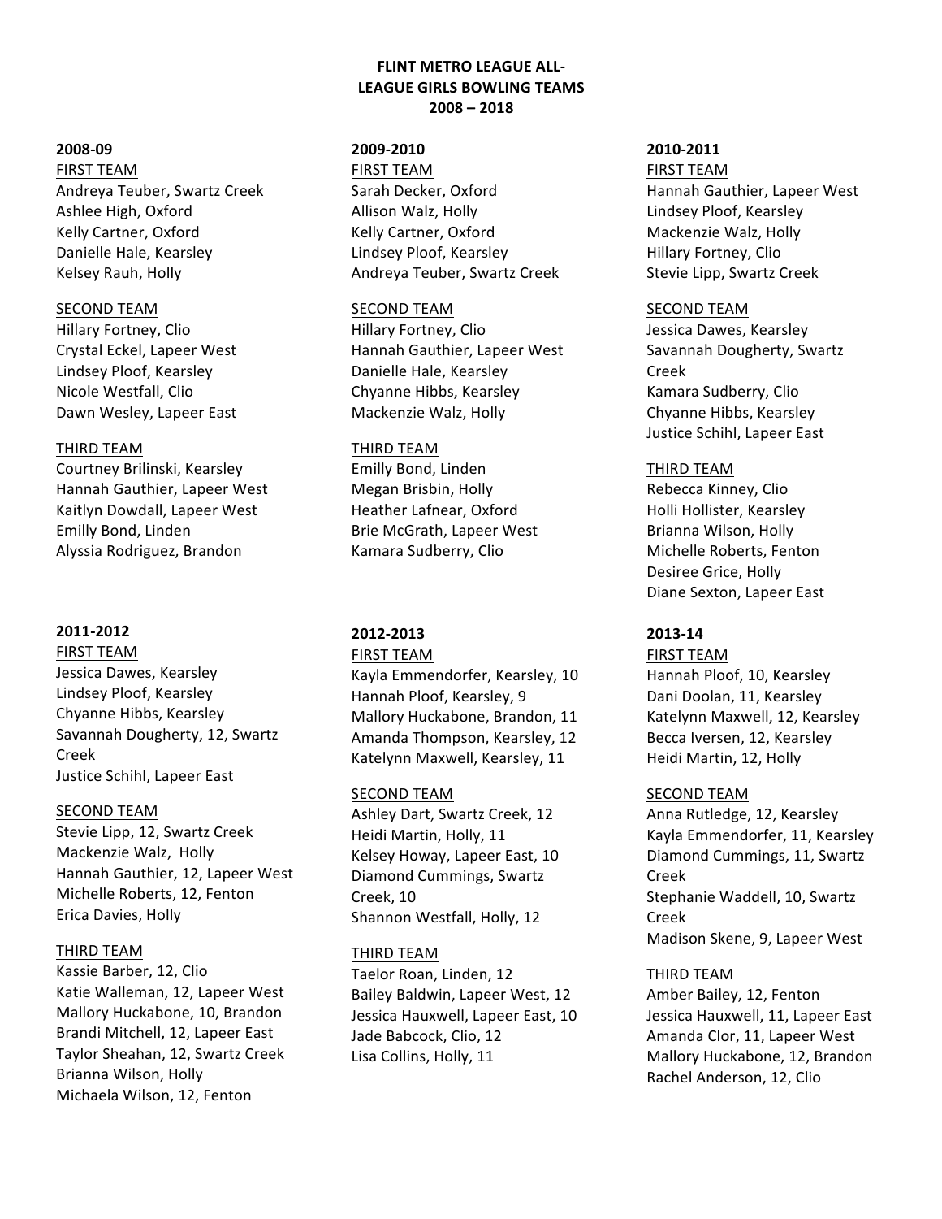# FLINT METRO LEAGUE ALL-LEAGUE GIRLS BOWLING TEAMS
# 2008 – 2018

## 2008-09

FIRST TEAM
Andreya Teuber, Swartz Creek
Ashlee High, Oxford
Kelly Cartner, Oxford
Danielle Hale, Kearsley
Kelsey Rauh, Holly

SECOND TEAM
Hillary Fortney, Clio
Crystal Eckel, Lapeer West
Lindsey Ploof, Kearsley
Nicole Westfall, Clio
Dawn Wesley, Lapeer East

THIRD TEAM
Courtney Brilinski, Kearsley
Hannah Gauthier, Lapeer West
Kaitlyn Dowdall, Lapeer West
Emilly Bond, Linden
Alyssia Rodriguez, Brandon

## 2009-2010

FIRST TEAM
Sarah Decker, Oxford
Allison Walz, Holly
Kelly Cartner, Oxford
Lindsey Ploof, Kearsley
Andreya Teuber, Swartz Creek

SECOND TEAM
Hillary Fortney, Clio
Hannah Gauthier, Lapeer West
Danielle Hale, Kearsley
Chyanne Hibbs, Kearsley
Mackenzie Walz, Holly

THIRD TEAM
Emilly Bond, Linden
Megan Brisbin, Holly
Heather Lafnear, Oxford
Brie McGrath, Lapeer West
Kamara Sudberry, Clio

## 2010-2011

FIRST TEAM
Hannah Gauthier, Lapeer West
Lindsey Ploof, Kearsley
Mackenzie Walz, Holly
Hillary Fortney, Clio
Stevie Lipp, Swartz Creek

SECOND TEAM
Jessica Dawes, Kearsley
Savannah Dougherty, Swartz Creek
Kamara Sudberry, Clio
Chyanne Hibbs, Kearsley
Justice Schihl, Lapeer East

THIRD TEAM
Rebecca Kinney, Clio
Holli Hollister, Kearsley
Brianna Wilson, Holly
Michelle Roberts, Fenton
Desiree Grice, Holly
Diane Sexton, Lapeer East

## 2011-2012

FIRST TEAM
Jessica Dawes, Kearsley
Lindsey Ploof, Kearsley
Chyanne Hibbs, Kearsley
Savannah Dougherty, 12, Swartz Creek
Justice Schihl, Lapeer East

SECOND TEAM
Stevie Lipp, 12, Swartz Creek
Mackenzie Walz, Holly
Hannah Gauthier, 12, Lapeer West
Michelle Roberts, 12, Fenton
Erica Davies, Holly

THIRD TEAM
Kassie Barber, 12, Clio
Katie Walleman, 12, Lapeer West
Mallory Huckabone, 10, Brandon
Brandi Mitchell, 12, Lapeer East
Taylor Sheahan, 12, Swartz Creek
Brianna Wilson, Holly
Michaela Wilson, 12, Fenton

## 2012-2013

FIRST TEAM
Kayla Emmendorfer, Kearsley, 10
Hannah Ploof, Kearsley, 9
Mallory Huckabone, Brandon, 11
Amanda Thompson, Kearsley, 12
Katelynn Maxwell, Kearsley, 11

SECOND TEAM
Ashley Dart, Swartz Creek, 12
Heidi Martin, Holly, 11
Kelsey Howay, Lapeer East, 10
Diamond Cummings, Swartz Creek, 10
Shannon Westfall, Holly, 12

THIRD TEAM
Taelor Roan, Linden, 12
Bailey Baldwin, Lapeer West, 12
Jessica Hauxwell, Lapeer East, 10
Jade Babcock, Clio, 12
Lisa Collins, Holly, 11

## 2013-14

FIRST TEAM
Hannah Ploof, 10, Kearsley
Dani Doolan, 11, Kearsley
Katelynn Maxwell, 12, Kearsley
Becca Iversen, 12, Kearsley
Heidi Martin, 12, Holly

SECOND TEAM
Anna Rutledge, 12, Kearsley
Kayla Emmendorfer, 11, Kearsley
Diamond Cummings, 11, Swartz Creek
Stephanie Waddell, 10, Swartz Creek
Madison Skene, 9, Lapeer West

THIRD TEAM
Amber Bailey, 12, Fenton
Jessica Hauxwell, 11, Lapeer East
Amanda Clor, 11, Lapeer West
Mallory Huckabone, 12, Brandon
Rachel Anderson, 12, Clio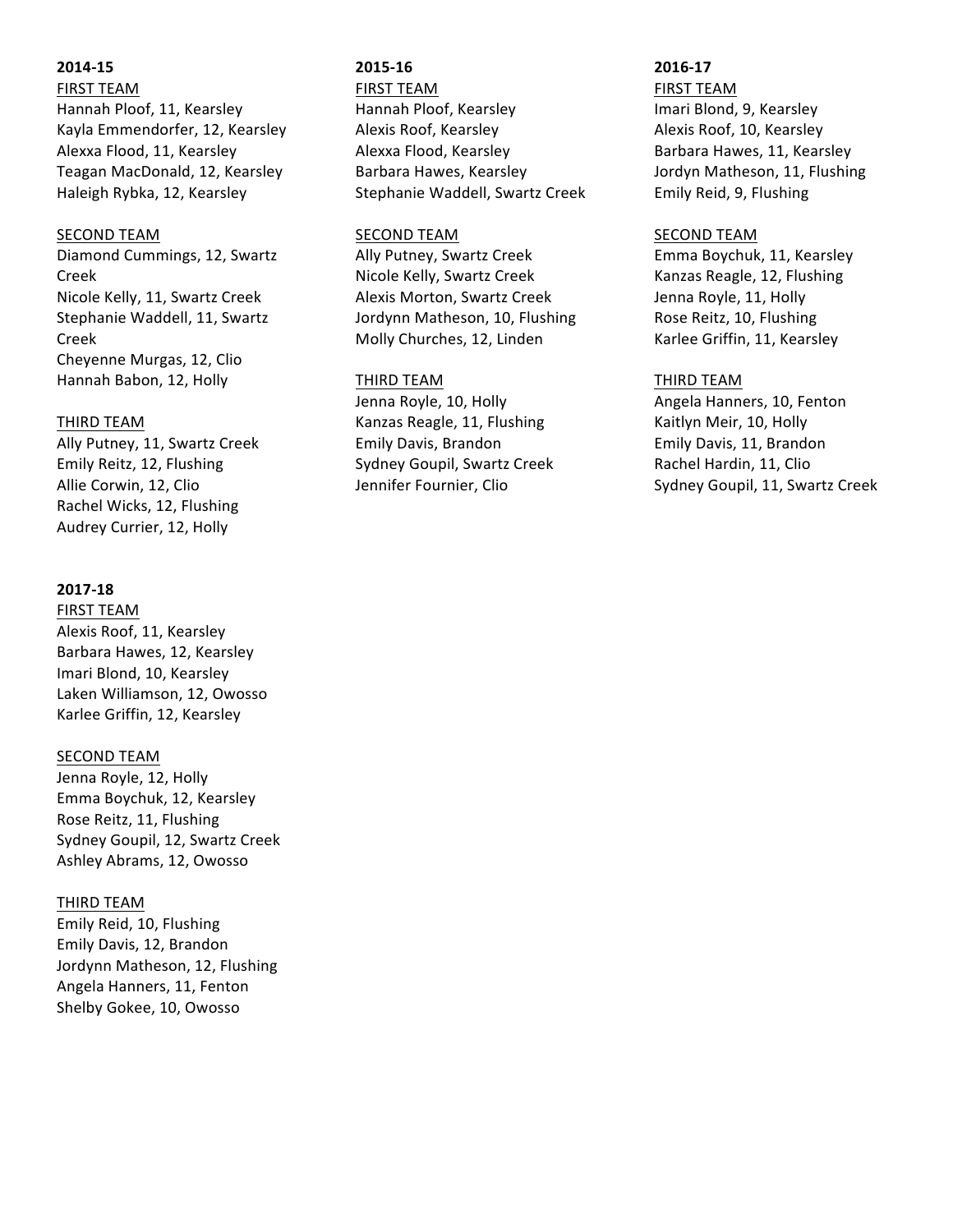**2014-15**

FIRST TEAM

Hannah Ploof, 11, Kearsley
Kayla Emmendorfer, 12, Kearsley
Alexxa Flood, 11, Kearsley
Teagan MacDonald, 12, Kearsley
Haleigh Rybka, 12, Kearsley

SECOND TEAM

Diamond Cummings, 12, Swartz Creek
Nicole Kelly, 11, Swartz Creek
Stephanie Waddell, 11, Swartz Creek
Cheyenne Murgas, 12, Clio
Hannah Babon, 12, Holly

THIRD TEAM

Ally Putney, 11, Swartz Creek
Emily Reitz, 12, Flushing
Allie Corwin, 12, Clio
Rachel Wicks, 12, Flushing
Audrey Currier, 12, Holly

**2015-16**

FIRST TEAM

Hannah Ploof, Kearsley
Alexis Roof, Kearsley
Alexxa Flood, Kearsley
Barbara Hawes, Kearsley
Stephanie Waddell, Swartz Creek

SECOND TEAM

Ally Putney, Swartz Creek
Nicole Kelly, Swartz Creek
Alexis Morton, Swartz Creek
Jordynn Matheson, 10, Flushing
Molly Churches, 12, Linden

THIRD TEAM

Jenna Royle, 10, Holly
Kanzas Reagle, 11, Flushing
Emily Davis, Brandon
Sydney Goupil, Swartz Creek
Jennifer Fournier, Clio

**2016-17**

FIRST TEAM

Imari Blond, 9, Kearsley
Alexis Roof, 10, Kearsley
Barbara Hawes, 11, Kearsley
Jordyn Matheson, 11, Flushing
Emily Reid, 9, Flushing

SECOND TEAM

Emma Boychuk, 11, Kearsley
Kanzas Reagle, 12, Flushing
Jenna Royle, 11, Holly
Rose Reitz, 10, Flushing
Karlee Griffin, 11, Kearsley

THIRD TEAM

Angela Hanners, 10, Fenton
Kaitlyn Meir, 10, Holly
Emily Davis, 11, Brandon
Rachel Hardin, 11, Clio
Sydney Goupil, 11, Swartz Creek

**2017-18**

FIRST TEAM

Alexis Roof, 11, Kearsley
Barbara Hawes, 12, Kearsley
Imari Blond, 10, Kearsley
Laken Williamson, 12, Owosso
Karlee Griffin, 12, Kearsley

SECOND TEAM

Jenna Royle, 12, Holly
Emma Boychuk, 12, Kearsley
Rose Reitz, 11, Flushing
Sydney Goupil, 12, Swartz Creek
Ashley Abrams, 12, Owosso

THIRD TEAM

Emily Reid, 10, Flushing
Emily Davis, 12, Brandon
Jordynn Matheson, 12, Flushing
Angela Hanners, 11, Fenton
Shelby Gokee, 10, Owosso